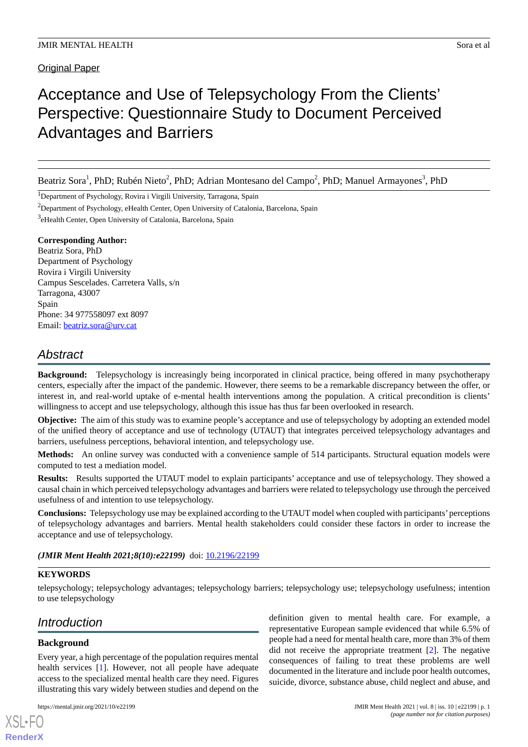Original Paper

# Acceptance and Use of Telepsychology From the Clients' Perspective: Questionnaire Study to Document Perceived Advantages and Barriers

Beatriz Sora[1], PhD; Rubén Nieto[2], PhD; Adrian Montesano del Campo[2], PhD; Manuel Armayones[3], PhD

[1]Department of Psychology, Rovira i Virgili University, Tarragona, Spain

[2]Department of Psychology, eHealth Center, Open University of Catalonia, Barcelona, Spain

[3]eHealth Center, Open University of Catalonia, Barcelona, Spain

**Corresponding Author:**
Beatriz Sora, PhD
Department of Psychology
Rovira i Virgili University
Campus Sescelades. Carretera Valls, s/n
Tarragona, 43007
Spain
Phone: 34 977558097 ext 8097
Email: beatriz.sora@urv.cat

## Abstract

**Background:** Telepsychology is increasingly being incorporated in clinical practice, being offered in many psychotherapy centers, especially after the impact of the pandemic. However, there seems to be a remarkable discrepancy between the offer, or interest in, and real-world uptake of e-mental health interventions among the population. A critical precondition is clients' willingness to accept and use telepsychology, although this issue has thus far been overlooked in research.

**Objective:** The aim of this study was to examine people's acceptance and use of telepsychology by adopting an extended model of the unified theory of acceptance and use of technology (UTAUT) that integrates perceived telepsychology advantages and barriers, usefulness perceptions, behavioral intention, and telepsychology use.

**Methods:** An online survey was conducted with a convenience sample of 514 participants. Structural equation models were computed to test a mediation model.

**Results:** Results supported the UTAUT model to explain participants' acceptance and use of telepsychology. They showed a causal chain in which perceived telepsychology advantages and barriers were related to telepsychology use through the perceived usefulness of and intention to use telepsychology.

**Conclusions:** Telepsychology use may be explained according to the UTAUT model when coupled with participants' perceptions of telepsychology advantages and barriers. Mental health stakeholders could consider these factors in order to increase the acceptance and use of telepsychology.

***(JMIR Ment Health 2021;8(10):e22199)*** doi: 10.2196/22199

### KEYWORDS

telepsychology; telepsychology advantages; telepsychology barriers; telepsychology use; telepsychology usefulness; intention to use telepsychology

## Introduction

### Background

Every year, a high percentage of the population requires mental health services [1]. However, not all people have adequate access to the specialized mental health care they need. Figures illustrating this vary widely between studies and depend on the definition given to mental health care. For example, a representative European sample evidenced that while 6.5% of people had a need for mental health care, more than 3% of them did not receive the appropriate treatment [2]. The negative consequences of failing to treat these problems are well documented in the literature and include poor health outcomes, suicide, divorce, substance abuse, child neglect and abuse, and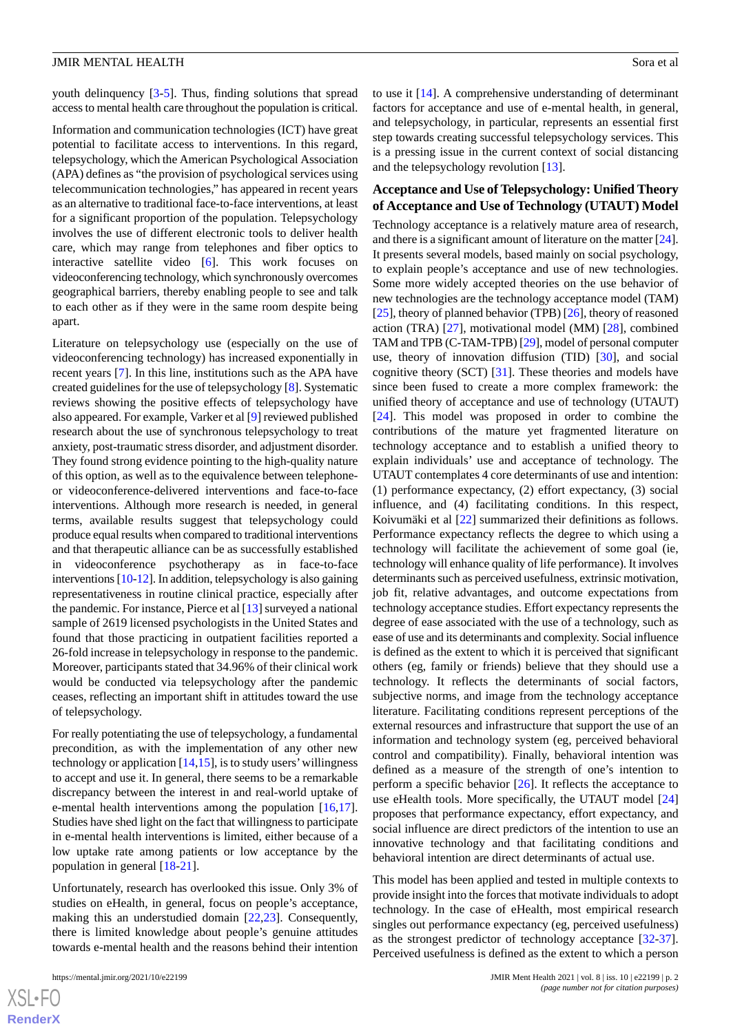youth delinquency [3-5]. Thus, finding solutions that spread access to mental health care throughout the population is critical.

Information and communication technologies (ICT) have great potential to facilitate access to interventions. In this regard, telepsychology, which the American Psychological Association (APA) defines as "the provision of psychological services using telecommunication technologies," has appeared in recent years as an alternative to traditional face-to-face interventions, at least for a significant proportion of the population. Telepsychology involves the use of different electronic tools to deliver health care, which may range from telephones and fiber optics to interactive satellite video [6]. This work focuses on videoconferencing technology, which synchronously overcomes geographical barriers, thereby enabling people to see and talk to each other as if they were in the same room despite being apart.

Literature on telepsychology use (especially on the use of videoconferencing technology) has increased exponentially in recent years [7]. In this line, institutions such as the APA have created guidelines for the use of telepsychology [8]. Systematic reviews showing the positive effects of telepsychology have also appeared. For example, Varker et al [9] reviewed published research about the use of synchronous telepsychology to treat anxiety, post-traumatic stress disorder, and adjustment disorder. They found strong evidence pointing to the high-quality nature of this option, as well as to the equivalence between telephone- or videoconference-delivered interventions and face-to-face interventions. Although more research is needed, in general terms, available results suggest that telepsychology could produce equal results when compared to traditional interventions and that therapeutic alliance can be as successfully established in videoconference psychotherapy as in face-to-face interventions [10-12]. In addition, telepsychology is also gaining representativeness in routine clinical practice, especially after the pandemic. For instance, Pierce et al [13] surveyed a national sample of 2619 licensed psychologists in the United States and found that those practicing in outpatient facilities reported a 26-fold increase in telepsychology in response to the pandemic. Moreover, participants stated that 34.96% of their clinical work would be conducted via telepsychology after the pandemic ceases, reflecting an important shift in attitudes toward the use of telepsychology.

For really potentiating the use of telepsychology, a fundamental precondition, as with the implementation of any other new technology or application [14,15], is to study users' willingness to accept and use it. In general, there seems to be a remarkable discrepancy between the interest in and real-world uptake of e-mental health interventions among the population [16,17]. Studies have shed light on the fact that willingness to participate in e-mental health interventions is limited, either because of a low uptake rate among patients or low acceptance by the population in general [18-21].

Unfortunately, research has overlooked this issue. Only 3% of studies on eHealth, in general, focus on people's acceptance, making this an understudied domain [22,23]. Consequently, there is limited knowledge about people's genuine attitudes towards e-mental health and the reasons behind their intention to use it [14]. A comprehensive understanding of determinant factors for acceptance and use of e-mental health, in general, and telepsychology, in particular, represents an essential first step towards creating successful telepsychology services. This is a pressing issue in the current context of social distancing and the telepsychology revolution [13].

## Acceptance and Use of Telepsychology: Unified Theory of Acceptance and Use of Technology (UTAUT) Model

Technology acceptance is a relatively mature area of research, and there is a significant amount of literature on the matter [24]. It presents several models, based mainly on social psychology, to explain people's acceptance and use of new technologies. Some more widely accepted theories on the use behavior of new technologies are the technology acceptance model (TAM) [25], theory of planned behavior (TPB) [26], theory of reasoned action (TRA) [27], motivational model (MM) [28], combined TAM and TPB (C-TAM-TPB) [29], model of personal computer use, theory of innovation diffusion (TID) [30], and social cognitive theory (SCT) [31]. These theories and models have since been fused to create a more complex framework: the unified theory of acceptance and use of technology (UTAUT) [24]. This model was proposed in order to combine the contributions of the mature yet fragmented literature on technology acceptance and to establish a unified theory to explain individuals' use and acceptance of technology. The UTAUT contemplates 4 core determinants of use and intention: (1) performance expectancy, (2) effort expectancy, (3) social influence, and (4) facilitating conditions. In this respect, Koivumäki et al [22] summarized their definitions as follows. Performance expectancy reflects the degree to which using a technology will facilitate the achievement of some goal (ie, technology will enhance quality of life performance). It involves determinants such as perceived usefulness, extrinsic motivation, job fit, relative advantages, and outcome expectations from technology acceptance studies. Effort expectancy represents the degree of ease associated with the use of a technology, such as ease of use and its determinants and complexity. Social influence is defined as the extent to which it is perceived that significant others (eg, family or friends) believe that they should use a technology. It reflects the determinants of social factors, subjective norms, and image from the technology acceptance literature. Facilitating conditions represent perceptions of the external resources and infrastructure that support the use of an information and technology system (eg, perceived behavioral control and compatibility). Finally, behavioral intention was defined as a measure of the strength of one's intention to perform a specific behavior [26]. It reflects the acceptance to use eHealth tools. More specifically, the UTAUT model [24] proposes that performance expectancy, effort expectancy, and social influence are direct predictors of the intention to use an innovative technology and that facilitating conditions and behavioral intention are direct determinants of actual use.

This model has been applied and tested in multiple contexts to provide insight into the forces that motivate individuals to adopt technology. In the case of eHealth, most empirical research singles out performance expectancy (eg, perceived usefulness) as the strongest predictor of technology acceptance [32-37]. Perceived usefulness is defined as the extent to which a person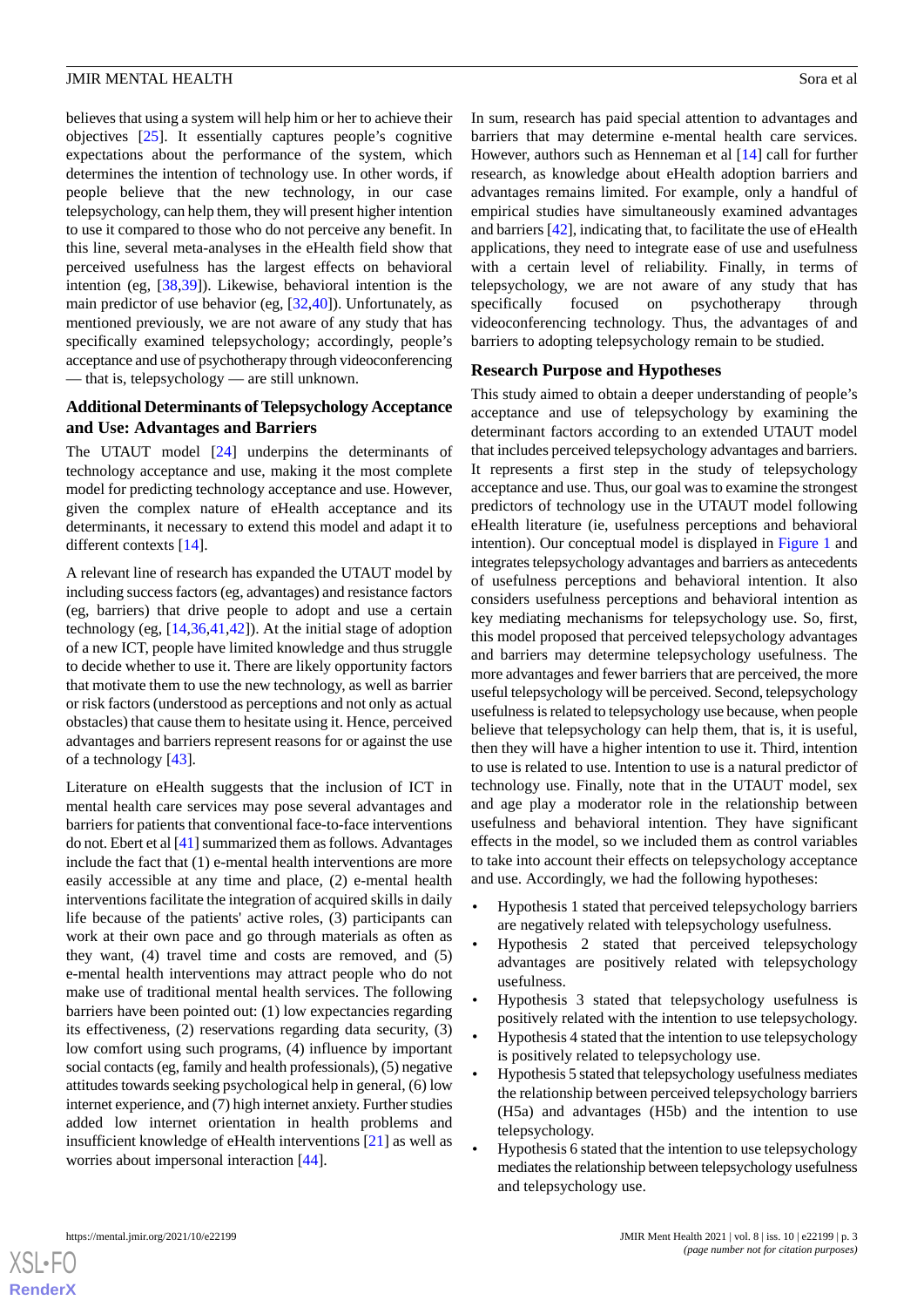believes that using a system will help him or her to achieve their objectives [25]. It essentially captures people's cognitive expectations about the performance of the system, which determines the intention of technology use. In other words, if people believe that the new technology, in our case telepsychology, can help them, they will present higher intention to use it compared to those who do not perceive any benefit. In this line, several meta-analyses in the eHealth field show that perceived usefulness has the largest effects on behavioral intention (eg, [38,39]). Likewise, behavioral intention is the main predictor of use behavior (eg, [32,40]). Unfortunately, as mentioned previously, we are not aware of any study that has specifically examined telepsychology; accordingly, people's acceptance and use of psychotherapy through videoconferencing — that is, telepsychology — are still unknown.

## Additional Determinants of Telepsychology Acceptance and Use: Advantages and Barriers

The UTAUT model [24] underpins the determinants of technology acceptance and use, making it the most complete model for predicting technology acceptance and use. However, given the complex nature of eHealth acceptance and its determinants, it necessary to extend this model and adapt it to different contexts [14].

A relevant line of research has expanded the UTAUT model by including success factors (eg, advantages) and resistance factors (eg, barriers) that drive people to adopt and use a certain technology (eg, [14,36,41,42]). At the initial stage of adoption of a new ICT, people have limited knowledge and thus struggle to decide whether to use it. There are likely opportunity factors that motivate them to use the new technology, as well as barrier or risk factors (understood as perceptions and not only as actual obstacles) that cause them to hesitate using it. Hence, perceived advantages and barriers represent reasons for or against the use of a technology [43].

Literature on eHealth suggests that the inclusion of ICT in mental health care services may pose several advantages and barriers for patients that conventional face-to-face interventions do not. Ebert et al [41] summarized them as follows. Advantages include the fact that (1) e-mental health interventions are more easily accessible at any time and place, (2) e-mental health interventions facilitate the integration of acquired skills in daily life because of the patients' active roles, (3) participants can work at their own pace and go through materials as often as they want, (4) travel time and costs are removed, and (5) e-mental health interventions may attract people who do not make use of traditional mental health services. The following barriers have been pointed out: (1) low expectancies regarding its effectiveness, (2) reservations regarding data security, (3) low comfort using such programs, (4) influence by important social contacts (eg, family and health professionals), (5) negative attitudes towards seeking psychological help in general, (6) low internet experience, and (7) high internet anxiety. Further studies added low internet orientation in health problems and insufficient knowledge of eHealth interventions [21] as well as worries about impersonal interaction [44].

In sum, research has paid special attention to advantages and barriers that may determine e-mental health care services. However, authors such as Henneman et al [14] call for further research, as knowledge about eHealth adoption barriers and advantages remains limited. For example, only a handful of empirical studies have simultaneously examined advantages and barriers [42], indicating that, to facilitate the use of eHealth applications, they need to integrate ease of use and usefulness with a certain level of reliability. Finally, in terms of telepsychology, we are not aware of any study that has specifically focused on psychotherapy through videoconferencing technology. Thus, the advantages of and barriers to adopting telepsychology remain to be studied.

## Research Purpose and Hypotheses

This study aimed to obtain a deeper understanding of people's acceptance and use of telepsychology by examining the determinant factors according to an extended UTAUT model that includes perceived telepsychology advantages and barriers. It represents a first step in the study of telepsychology acceptance and use. Thus, our goal was to examine the strongest predictors of technology use in the UTAUT model following eHealth literature (ie, usefulness perceptions and behavioral intention). Our conceptual model is displayed in Figure 1 and integrates telepsychology advantages and barriers as antecedents of usefulness perceptions and behavioral intention. It also considers usefulness perceptions and behavioral intention as key mediating mechanisms for telepsychology use. So, first, this model proposed that perceived telepsychology advantages and barriers may determine telepsychology usefulness. The more advantages and fewer barriers that are perceived, the more useful telepsychology will be perceived. Second, telepsychology usefulness is related to telepsychology use because, when people believe that telepsychology can help them, that is, it is useful, then they will have a higher intention to use it. Third, intention to use is related to use. Intention to use is a natural predictor of technology use. Finally, note that in the UTAUT model, sex and age play a moderator role in the relationship between usefulness and behavioral intention. They have significant effects in the model, so we included them as control variables to take into account their effects on telepsychology acceptance and use. Accordingly, we had the following hypotheses:

- Hypothesis 1 stated that perceived telepsychology barriers are negatively related with telepsychology usefulness.
- Hypothesis 2 stated that perceived telepsychology advantages are positively related with telepsychology usefulness.
- Hypothesis 3 stated that telepsychology usefulness is positively related with the intention to use telepsychology.
- Hypothesis 4 stated that the intention to use telepsychology is positively related to telepsychology use.
- Hypothesis 5 stated that telepsychology usefulness mediates the relationship between perceived telepsychology barriers (H5a) and advantages (H5b) and the intention to use telepsychology.
- Hypothesis 6 stated that the intention to use telepsychology mediates the relationship between telepsychology usefulness and telepsychology use.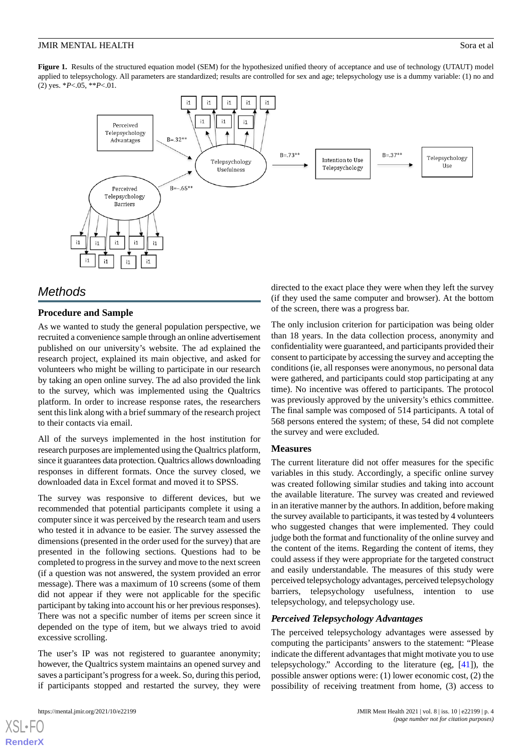**Figure 1.** Results of the structured equation model (SEM) for the hypothesized unified theory of acceptance and use of technology (UTAUT) model applied to telepsychology. All parameters are standardized; results are controlled for sex and age; telepsychology use is a dummy variable: (1) no and (2) yes. *P<.05, **P<.01.

## Methods

### Procedure and Sample

As we wanted to study the general population perspective, we recruited a convenience sample through an online advertisement published on our university's website. The ad explained the research project, explained its main objective, and asked for volunteers who might be willing to participate in our research by taking an open online survey. The ad also provided the link to the survey, which was implemented using the Qualtrics platform. In order to increase response rates, the researchers sent this link along with a brief summary of the research project to their contacts via email.

All of the surveys implemented in the host institution for research purposes are implemented using the Qualtrics platform, since it guarantees data protection. Qualtrics allows downloading responses in different formats. Once the survey closed, we downloaded data in Excel format and moved it to SPSS.

The survey was responsive to different devices, but we recommended that potential participants complete it using a computer since it was perceived by the research team and users who tested it in advance to be easier. The survey assessed the dimensions (presented in the order used for the survey) that are presented in the following sections. Questions had to be completed to progress in the survey and move to the next screen (if a question was not answered, the system provided an error message). There was a maximum of 10 screens (some of them did not appear if they were not applicable for the specific participant by taking into account his or her previous responses). There was not a specific number of items per screen since it depended on the type of item, but we always tried to avoid excessive scrolling.

The user's IP was not registered to guarantee anonymity; however, the Qualtrics system maintains an opened survey and saves a participant's progress for a week. So, during this period, if participants stopped and restarted the survey, they were directed to the exact place they were when they left the survey (if they used the same computer and browser). At the bottom of the screen, there was a progress bar.

The only inclusion criterion for participation was being older than 18 years. In the data collection process, anonymity and confidentiality were guaranteed, and participants provided their consent to participate by accessing the survey and accepting the conditions (ie, all responses were anonymous, no personal data were gathered, and participants could stop participating at any time). No incentive was offered to participants. The protocol was previously approved by the university's ethics committee. The final sample was composed of 514 participants. A total of 568 persons entered the system; of these, 54 did not complete the survey and were excluded.

### Measures

The current literature did not offer measures for the specific variables in this study. Accordingly, a specific online survey was created following similar studies and taking into account the available literature. The survey was created and reviewed in an iterative manner by the authors. In addition, before making the survey available to participants, it was tested by 4 volunteers who suggested changes that were implemented. They could judge both the format and functionality of the online survey and the content of the items. Regarding the content of items, they could assess if they were appropriate for the targeted construct and easily understandable. The measures of this study were perceived telepsychology advantages, perceived telepsychology barriers, telepsychology usefulness, intention to use telepsychology, and telepsychology use.

#### *Perceived Telepsychology Advantages*

The perceived telepsychology advantages were assessed by computing the participants' answers to the statement: "Please indicate the different advantages that might motivate you to use telepsychology." According to the literature (eg, [41]), the possible answer options were: (1) lower economic cost, (2) the possibility of receiving treatment from home, (3) access to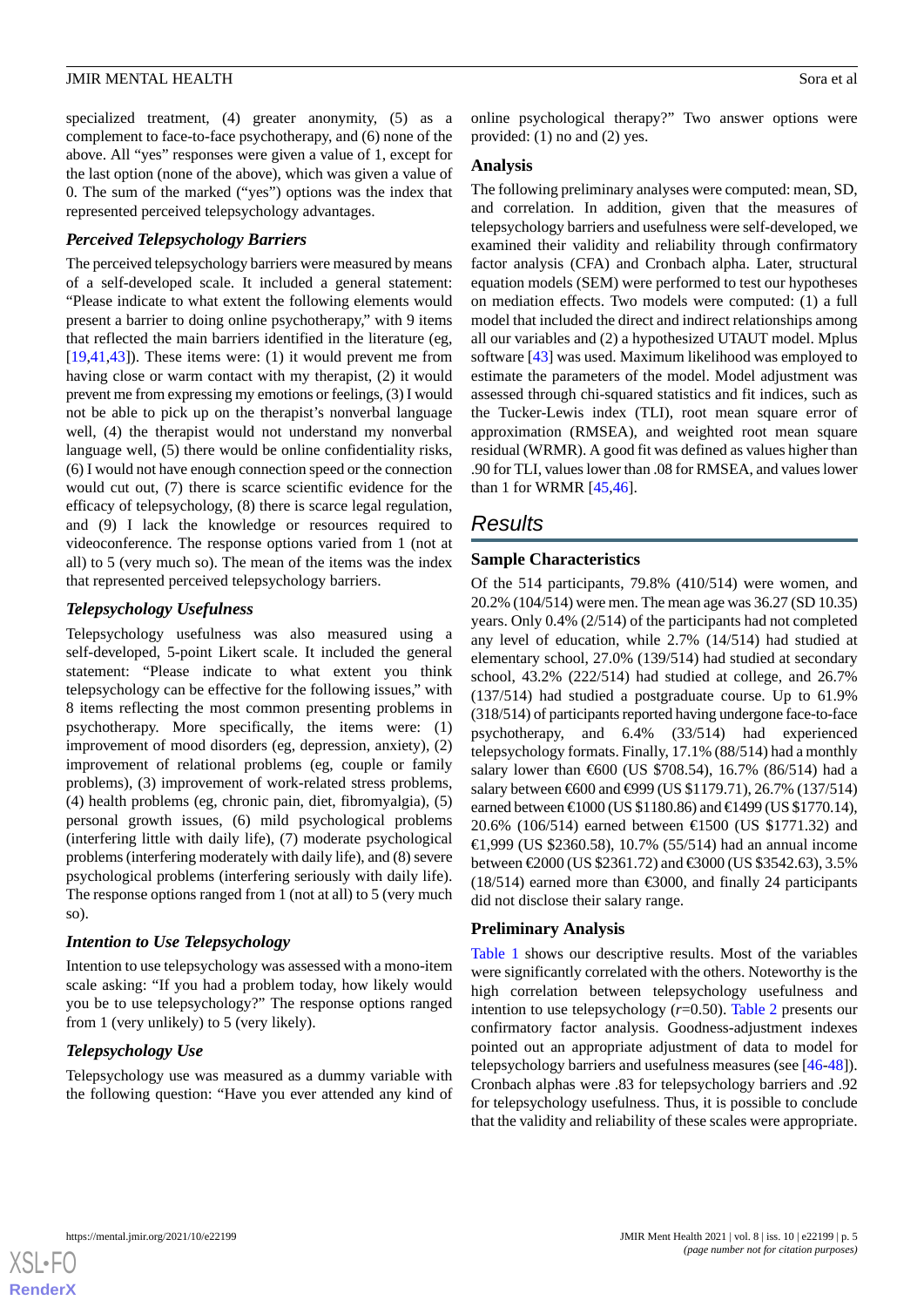specialized treatment, (4) greater anonymity, (5) as a complement to face-to-face psychotherapy, and (6) none of the above. All "yes" responses were given a value of 1, except for the last option (none of the above), which was given a value of 0. The sum of the marked ("yes") options was the index that represented perceived telepsychology advantages.

### Perceived Telepsychology Barriers

The perceived telepsychology barriers were measured by means of a self-developed scale. It included a general statement: "Please indicate to what extent the following elements would present a barrier to doing online psychotherapy," with 9 items that reflected the main barriers identified in the literature (eg, [19,41,43]). These items were: (1) it would prevent me from having close or warm contact with my therapist, (2) it would prevent me from expressing my emotions or feelings, (3) I would not be able to pick up on the therapist's nonverbal language well, (4) the therapist would not understand my nonverbal language well, (5) there would be online confidentiality risks, (6) I would not have enough connection speed or the connection would cut out, (7) there is scarce scientific evidence for the efficacy of telepsychology, (8) there is scarce legal regulation, and (9) I lack the knowledge or resources required to videoconference. The response options varied from 1 (not at all) to 5 (very much so). The mean of the items was the index that represented perceived telepsychology barriers.

### Telepsychology Usefulness

Telepsychology usefulness was also measured using a self-developed, 5-point Likert scale. It included the general statement: "Please indicate to what extent you think telepsychology can be effective for the following issues," with 8 items reflecting the most common presenting problems in psychotherapy. More specifically, the items were: (1) improvement of mood disorders (eg, depression, anxiety), (2) improvement of relational problems (eg, couple or family problems), (3) improvement of work-related stress problems, (4) health problems (eg, chronic pain, diet, fibromyalgia), (5) personal growth issues, (6) mild psychological problems (interfering little with daily life), (7) moderate psychological problems (interfering moderately with daily life), and (8) severe psychological problems (interfering seriously with daily life). The response options ranged from 1 (not at all) to 5 (very much so).

### Intention to Use Telepsychology

Intention to use telepsychology was assessed with a mono-item scale asking: "If you had a problem today, how likely would you be to use telepsychology?" The response options ranged from 1 (very unlikely) to 5 (very likely).

### Telepsychology Use

Telepsychology use was measured as a dummy variable with the following question: "Have you ever attended any kind of online psychological therapy?" Two answer options were provided: (1) no and (2) yes.

## Analysis

The following preliminary analyses were computed: mean, SD, and correlation. In addition, given that the measures of telepsychology barriers and usefulness were self-developed, we examined their validity and reliability through confirmatory factor analysis (CFA) and Cronbach alpha. Later, structural equation models (SEM) were performed to test our hypotheses on mediation effects. Two models were computed: (1) a full model that included the direct and indirect relationships among all our variables and (2) a hypothesized UTAUT model. Mplus software [43] was used. Maximum likelihood was employed to estimate the parameters of the model. Model adjustment was assessed through chi-squared statistics and fit indices, such as the Tucker-Lewis index (TLI), root mean square error of approximation (RMSEA), and weighted root mean square residual (WRMR). A good fit was defined as values higher than .90 for TLI, values lower than .08 for RMSEA, and values lower than 1 for WRMR [45,46].

# Results

## Sample Characteristics

Of the 514 participants, 79.8% (410/514) were women, and 20.2% (104/514) were men. The mean age was 36.27 (SD 10.35) years. Only 0.4% (2/514) of the participants had not completed any level of education, while 2.7% (14/514) had studied at elementary school, 27.0% (139/514) had studied at secondary school, 43.2% (222/514) had studied at college, and 26.7% (137/514) had studied a postgraduate course. Up to 61.9% (318/514) of participants reported having undergone face-to-face psychotherapy, and 6.4% (33/514) had experienced telepsychology formats. Finally, 17.1% (88/514) had a monthly salary lower than €600 (US $708.54), 16.7% (86/514) had a salary between €600 and €999 (US $1179.71), 26.7% (137/514) earned between €1000 (US $1180.86) and €1499 (US $1770.14), 20.6% (106/514) earned between €1500 (US $1771.32) and €1,999 (US $2360.58), 10.7% (55/514) had an annual income between €2000 (US $2361.72) and €3000 (US $3542.63), 3.5% (18/514) earned more than €3000, and finally 24 participants did not disclose their salary range.

## Preliminary Analysis

Table 1 shows our descriptive results. Most of the variables were significantly correlated with the others. Noteworthy is the high correlation between telepsychology usefulness and intention to use telepsychology ($r$=0.50). Table 2 presents our confirmatory factor analysis. Goodness-adjustment indexes pointed out an appropriate adjustment of data to model for telepsychology barriers and usefulness measures (see [46-48]). Cronbach alphas were .83 for telepsychology barriers and .92 for telepsychology usefulness. Thus, it is possible to conclude that the validity and reliability of these scales were appropriate.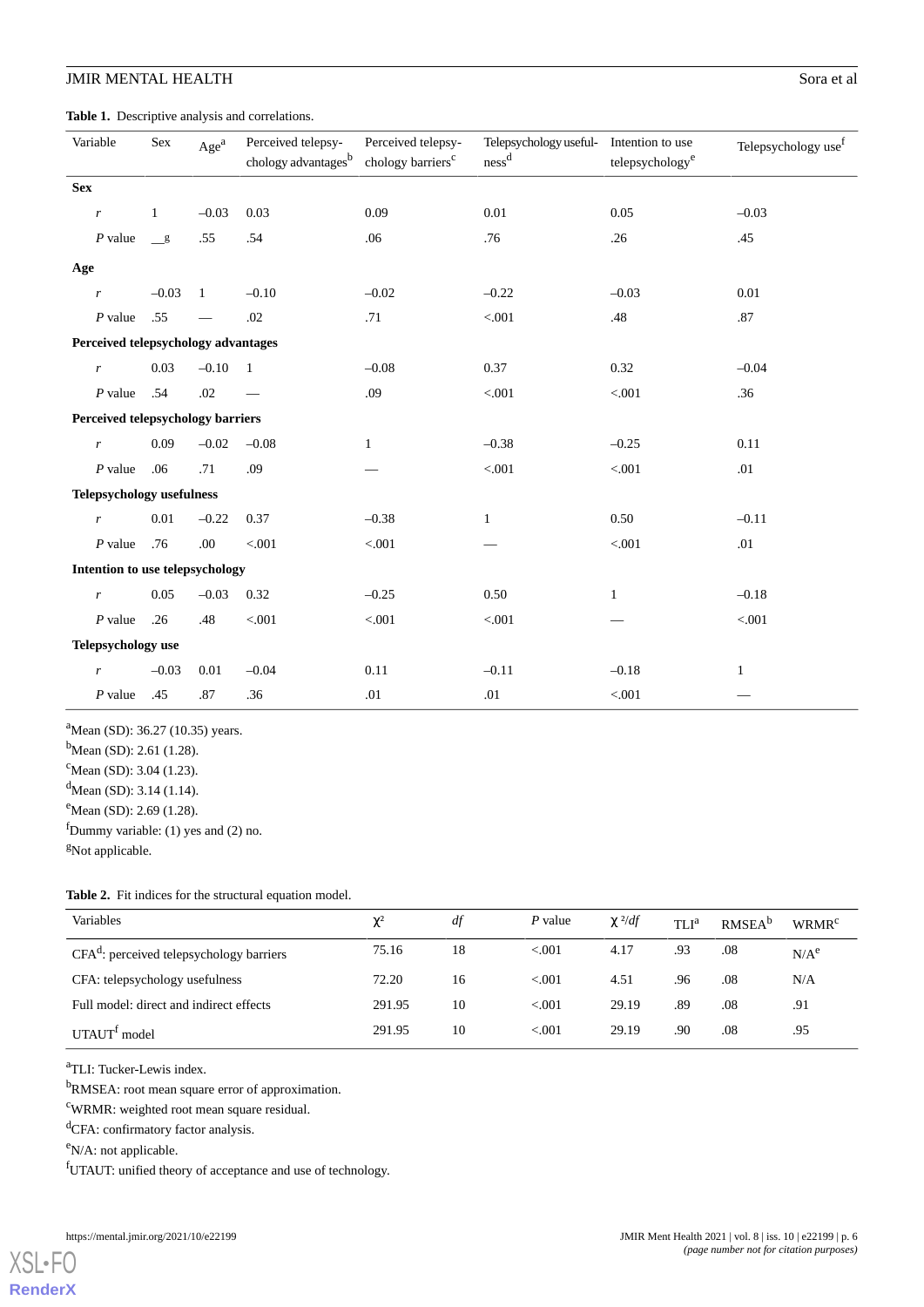**Table 1.** Descriptive analysis and correlations.

| Variable | Sex | Age[a] | Perceived telepsychology advantages[b] | Perceived telepsychology barriers[c] | Telepsychology usefulness[d] | Intention to use telepsychology[e] | Telepsychology use[f] |
|---|---|---|---|---|---|---|---|
| **Sex** | | | | | | | |
| *r* | 1 | –0.03 | 0.03 | 0.09 | 0.01 | 0.05 | –0.03 |
| *P* value | —[g] | .55 | .54 | .06 | .76 | .26 | .45 |
| **Age** | | | | | | | |
| *r* | –0.03 | 1 | –0.10 | –0.02 | –0.22 | –0.03 | 0.01 |
| *P* value | .55 | — | .02 | .71 | <.001 | .48 | .87 |
| **Perceived telepsychology advantages** | | | | | | | |
| *r* | 0.03 | –0.10 | 1 | –0.08 | 0.37 | 0.32 | –0.04 |
| *P* value | .54 | .02 | — | .09 | <.001 | <.001 | .36 |
| **Perceived telepsychology barriers** | | | | | | | |
| *r* | 0.09 | –0.02 | –0.08 | 1 | –0.38 | –0.25 | 0.11 |
| *P* value | .06 | .71 | .09 | — | <.001 | <.001 | .01 |
| **Telepsychology usefulness** | | | | | | | |
| *r* | 0.01 | –0.22 | 0.37 | –0.38 | 1 | 0.50 | –0.11 |
| *P* value | .76 | .00 | <.001 | <.001 | — | <.001 | .01 |
| **Intention to use telepsychology** | | | | | | | |
| *r* | 0.05 | –0.03 | 0.32 | –0.25 | 0.50 | 1 | –0.18 |
| *P* value | .26 | .48 | <.001 | <.001 | <.001 | — | <.001 |
| **Telepsychology use** | | | | | | | |
| *r* | –0.03 | 0.01 | –0.04 | 0.11 | –0.11 | –0.18 | 1 |
| *P* value | .45 | .87 | .36 | .01 | .01 | <.001 | — |

[a]Mean (SD): 36.27 (10.35) years.
[b]Mean (SD): 2.61 (1.28).
[c]Mean (SD): 3.04 (1.23).
[d]Mean (SD): 3.14 (1.14).
[e]Mean (SD): 2.69 (1.28).
[f]Dummy variable: (1) yes and (2) no.
[g]Not applicable.

**Table 2.** Fit indices for the structural equation model.

| Variables | $\chi^2$ | *df* | *P* value | $\chi^2/df$ | TLI[a] | RMSEA[b] | WRMR[c] |
|---|---|---|---|---|---|---|---|
| CFA[d]: perceived telepsychology barriers | 75.16 | 18 | <.001 | 4.17 | .93 | .08 | N/A[e] |
| CFA: telepsychology usefulness | 72.20 | 16 | <.001 | 4.51 | .96 | .08 | N/A |
| Full model: direct and indirect effects | 291.95 | 10 | <.001 | 29.19 | .89 | .08 | .91 |
| UTAUT[f] model | 291.95 | 10 | <.001 | 29.19 | .90 | .08 | .95 |

[a]TLI: Tucker-Lewis index.
[b]RMSEA: root mean square error of approximation.
[c]WRMR: weighted root mean square residual.
[d]CFA: confirmatory factor analysis.
[e]N/A: not applicable.
[f]UTAUT: unified theory of acceptance and use of technology.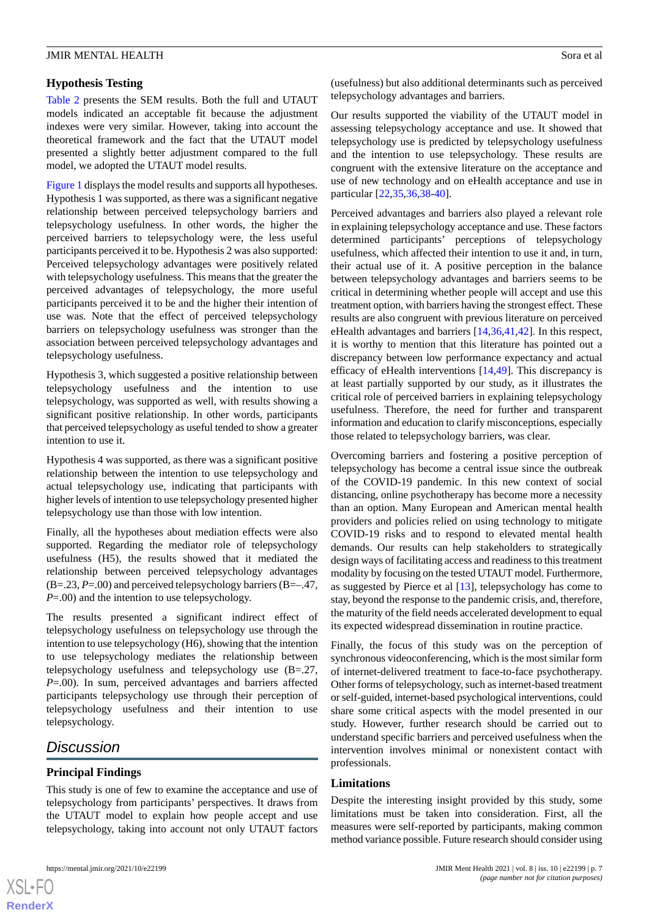### Hypothesis Testing

Table 2 presents the SEM results. Both the full and UTAUT models indicated an acceptable fit because the adjustment indexes were very similar. However, taking into account the theoretical framework and the fact that the UTAUT model presented a slightly better adjustment compared to the full model, we adopted the UTAUT model results.

Figure 1 displays the model results and supports all hypotheses. Hypothesis 1 was supported, as there was a significant negative relationship between perceived telepsychology barriers and telepsychology usefulness. In other words, the higher the perceived barriers to telepsychology were, the less useful participants perceived it to be. Hypothesis 2 was also supported: Perceived telepsychology advantages were positively related with telepsychology usefulness. This means that the greater the perceived advantages of telepsychology, the more useful participants perceived it to be and the higher their intention of use was. Note that the effect of perceived telepsychology barriers on telepsychology usefulness was stronger than the association between perceived telepsychology advantages and telepsychology usefulness.

Hypothesis 3, which suggested a positive relationship between telepsychology usefulness and the intention to use telepsychology, was supported as well, with results showing a significant positive relationship. In other words, participants that perceived telepsychology as useful tended to show a greater intention to use it.

Hypothesis 4 was supported, as there was a significant positive relationship between the intention to use telepsychology and actual telepsychology use, indicating that participants with higher levels of intention to use telepsychology presented higher telepsychology use than those with low intention.

Finally, all the hypotheses about mediation effects were also supported. Regarding the mediator role of telepsychology usefulness (H5), the results showed that it mediated the relationship between perceived telepsychology advantages (B=.23, *P*=.00) and perceived telepsychology barriers (B=–.47, *P*=.00) and the intention to use telepsychology.

The results presented a significant indirect effect of telepsychology usefulness on telepsychology use through the intention to use telepsychology (H6), showing that the intention to use telepsychology mediates the relationship between telepsychology usefulness and telepsychology use (B=.27, *P*=.00). In sum, perceived advantages and barriers affected participants telepsychology use through their perception of telepsychology usefulness and their intention to use telepsychology.

## Discussion

### Principal Findings

This study is one of few to examine the acceptance and use of telepsychology from participants' perspectives. It draws from the UTAUT model to explain how people accept and use telepsychology, taking into account not only UTAUT factors (usefulness) but also additional determinants such as perceived telepsychology advantages and barriers.

Our results supported the viability of the UTAUT model in assessing telepsychology acceptance and use. It showed that telepsychology use is predicted by telepsychology usefulness and the intention to use telepsychology. These results are congruent with the extensive literature on the acceptance and use of new technology and on eHealth acceptance and use in particular [22,35,36,38-40].

Perceived advantages and barriers also played a relevant role in explaining telepsychology acceptance and use. These factors determined participants' perceptions of telepsychology usefulness, which affected their intention to use it and, in turn, their actual use of it. A positive perception in the balance between telepsychology advantages and barriers seems to be critical in determining whether people will accept and use this treatment option, with barriers having the strongest effect. These results are also congruent with previous literature on perceived eHealth advantages and barriers [14,36,41,42]. In this respect, it is worthy to mention that this literature has pointed out a discrepancy between low performance expectancy and actual efficacy of eHealth interventions [14,49]. This discrepancy is at least partially supported by our study, as it illustrates the critical role of perceived barriers in explaining telepsychology usefulness. Therefore, the need for further and transparent information and education to clarify misconceptions, especially those related to telepsychology barriers, was clear.

Overcoming barriers and fostering a positive perception of telepsychology has become a central issue since the outbreak of the COVID-19 pandemic. In this new context of social distancing, online psychotherapy has become more a necessity than an option. Many European and American mental health providers and policies relied on using technology to mitigate COVID-19 risks and to respond to elevated mental health demands. Our results can help stakeholders to strategically design ways of facilitating access and readiness to this treatment modality by focusing on the tested UTAUT model. Furthermore, as suggested by Pierce et al [13], telepsychology has come to stay, beyond the response to the pandemic crisis, and, therefore, the maturity of the field needs accelerated development to equal its expected widespread dissemination in routine practice.

Finally, the focus of this study was on the perception of synchronous videoconferencing, which is the most similar form of internet-delivered treatment to face-to-face psychotherapy. Other forms of telepsychology, such as internet-based treatment or self-guided, internet-based psychological interventions, could share some critical aspects with the model presented in our study. However, further research should be carried out to understand specific barriers and perceived usefulness when the intervention involves minimal or nonexistent contact with professionals.

### Limitations

Despite the interesting insight provided by this study, some limitations must be taken into consideration. First, all the measures were self-reported by participants, making common method variance possible. Future research should consider using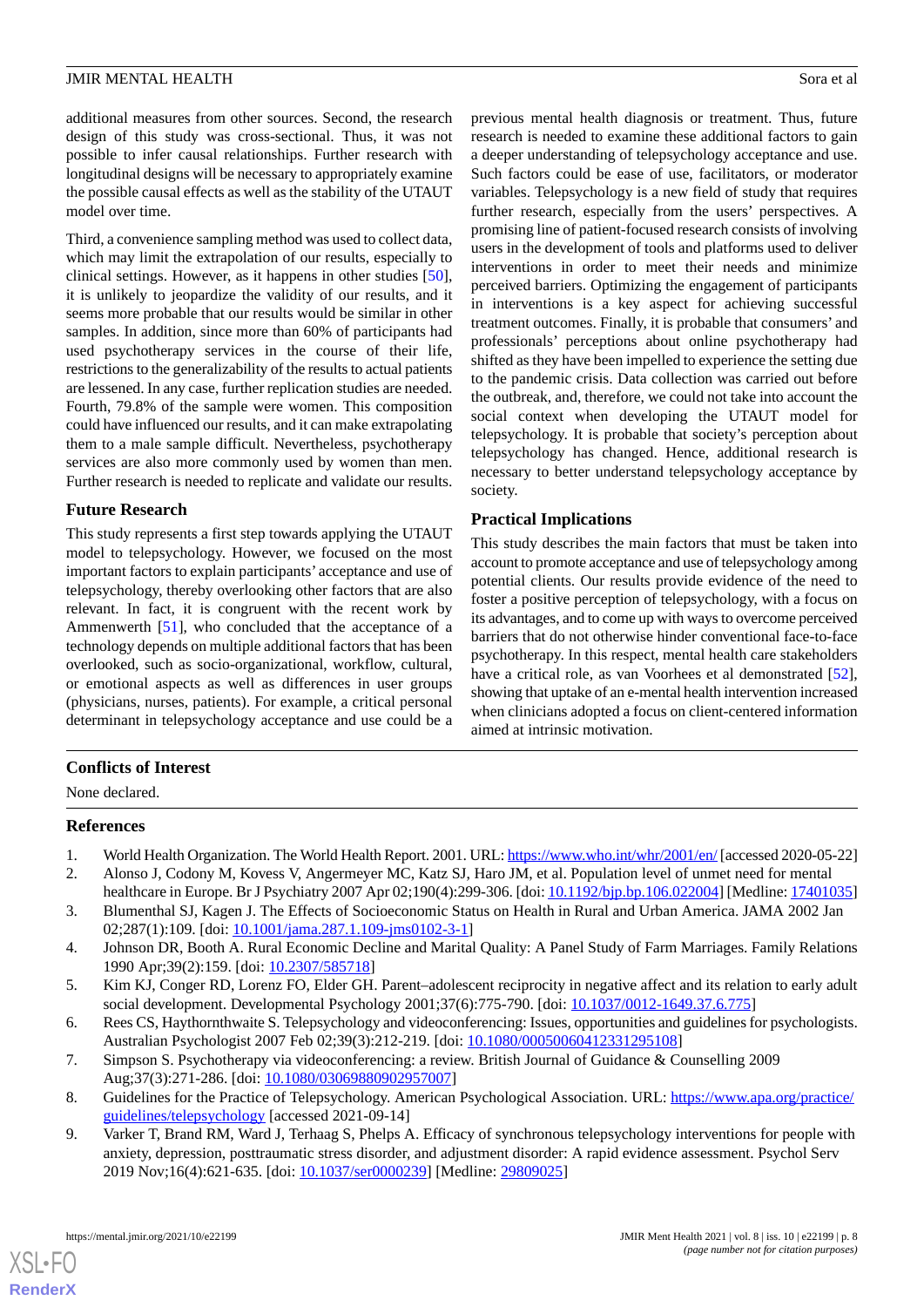additional measures from other sources. Second, the research design of this study was cross-sectional. Thus, it was not possible to infer causal relationships. Further research with longitudinal designs will be necessary to appropriately examine the possible causal effects as well as the stability of the UTAUT model over time.

Third, a convenience sampling method was used to collect data, which may limit the extrapolation of our results, especially to clinical settings. However, as it happens in other studies [50], it is unlikely to jeopardize the validity of our results, and it seems more probable that our results would be similar in other samples. In addition, since more than 60% of participants had used psychotherapy services in the course of their life, restrictions to the generalizability of the results to actual patients are lessened. In any case, further replication studies are needed. Fourth, 79.8% of the sample were women. This composition could have influenced our results, and it can make extrapolating them to a male sample difficult. Nevertheless, psychotherapy services are also more commonly used by women than men. Further research is needed to replicate and validate our results.

### Future Research

This study represents a first step towards applying the UTAUT model to telepsychology. However, we focused on the most important factors to explain participants' acceptance and use of telepsychology, thereby overlooking other factors that are also relevant. In fact, it is congruent with the recent work by Ammenwerth [51], who concluded that the acceptance of a technology depends on multiple additional factors that has been overlooked, such as socio-organizational, workflow, cultural, or emotional aspects as well as differences in user groups (physicians, nurses, patients). For example, a critical personal determinant in telepsychology acceptance and use could be a previous mental health diagnosis or treatment. Thus, future research is needed to examine these additional factors to gain a deeper understanding of telepsychology acceptance and use. Such factors could be ease of use, facilitators, or moderator variables. Telepsychology is a new field of study that requires further research, especially from the users' perspectives. A promising line of patient-focused research consists of involving users in the development of tools and platforms used to deliver interventions in order to meet their needs and minimize perceived barriers. Optimizing the engagement of participants in interventions is a key aspect for achieving successful treatment outcomes. Finally, it is probable that consumers' and professionals' perceptions about online psychotherapy had shifted as they have been impelled to experience the setting due to the pandemic crisis. Data collection was carried out before the outbreak, and, therefore, we could not take into account the social context when developing the UTAUT model for telepsychology. It is probable that society's perception about telepsychology has changed. Hence, additional research is necessary to better understand telepsychology acceptance by society.

### Practical Implications

This study describes the main factors that must be taken into account to promote acceptance and use of telepsychology among potential clients. Our results provide evidence of the need to foster a positive perception of telepsychology, with a focus on its advantages, and with ways to come up with ways to overcome perceived barriers that do not otherwise hinder conventional face-to-face psychotherapy. In this respect, mental health care stakeholders have a critical role, as van Voorhees et al demonstrated [52], showing that uptake of an e-mental health intervention increased when clinicians adopted a focus on client-centered information aimed at intrinsic motivation.

## Conflicts of Interest

None declared.

## References

1. World Health Organization. The World Health Report. 2001. URL: https://www.who.int/whr/2001/en/ [accessed 2020-05-22]
2. Alonso J, Codony M, Kovess V, Angermeyer MC, Katz SJ, Haro JM, et al. Population level of unmet need for mental healthcare in Europe. Br J Psychiatry 2007 Apr 02;190(4):299-306. [doi: 10.1192/bjp.bp.106.022004] [Medline: 17401035]
3. Blumenthal SJ, Kagen J. The Effects of Socioeconomic Status on Health in Rural and Urban America. JAMA 2002 Jan 02;287(1):109. [doi: 10.1001/jama.287.1.109-jms0102-3-1]
4. Johnson DR, Booth A. Rural Economic Decline and Marital Quality: A Panel Study of Farm Marriages. Family Relations 1990 Apr;39(2):159. [doi: 10.2307/585718]
5. Kim KJ, Conger RD, Lorenz FO, Elder GH. Parent–adolescent reciprocity in negative affect and its relation to early adult social development. Developmental Psychology 2001;37(6):775-790. [doi: 10.1037/0012-1649.37.6.775]
6. Rees CS, Haythornthwaite S. Telepsychology and videoconferencing: Issues, opportunities and guidelines for psychologists. Australian Psychologist 2007 Feb 02;39(3):212-219. [doi: 10.1080/00050060412331295108]
7. Simpson S. Psychotherapy via videoconferencing: a review. British Journal of Guidance & Counselling 2009 Aug;37(3):271-286. [doi: 10.1080/03069880902957007]
8. Guidelines for the Practice of Telepsychology. American Psychological Association. URL: https://www.apa.org/practice/guidelines/telepsychology [accessed 2021-09-14]
9. Varker T, Brand RM, Ward J, Terhaag S, Phelps A. Efficacy of synchronous telepsychology interventions for people with anxiety, depression, posttraumatic stress disorder, and adjustment disorder: A rapid evidence assessment. Psychol Serv 2019 Nov;16(4):621-635. [doi: 10.1037/ser0000239] [Medline: 29809025]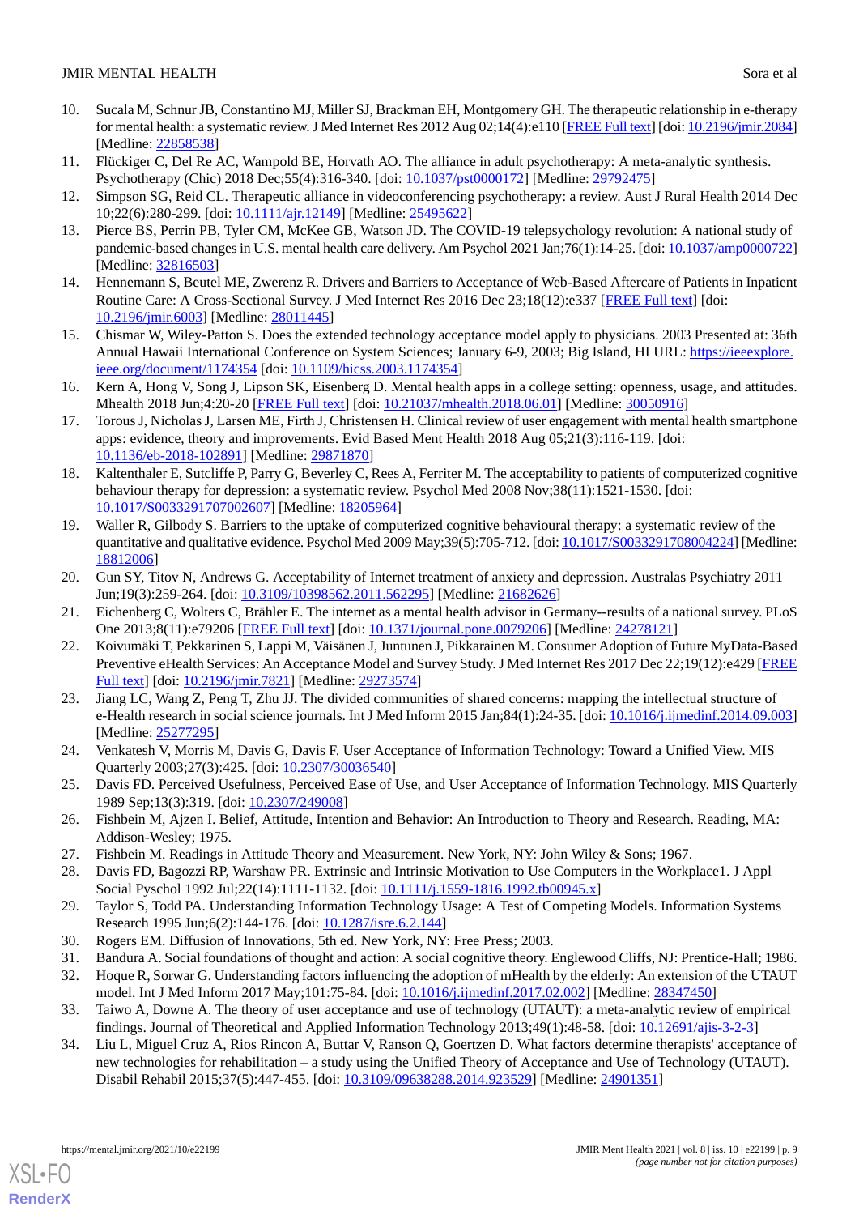10. Sucala M, Schnur JB, Constantino MJ, Miller SJ, Brackman EH, Montgomery GH. The therapeutic relationship in e-therapy for mental health: a systematic review. J Med Internet Res 2012 Aug 02;14(4):e110 [FREE Full text] [doi: 10.2196/jmir.2084] [Medline: 22858538]
11. Flückiger C, Del Re AC, Wampold BE, Horvath AO. The alliance in adult psychotherapy: A meta-analytic synthesis. Psychotherapy (Chic) 2018 Dec;55(4):316-340. [doi: 10.1037/pst0000172] [Medline: 29792475]
12. Simpson SG, Reid CL. Therapeutic alliance in videoconferencing psychotherapy: a review. Aust J Rural Health 2014 Dec 10;22(6):280-299. [doi: 10.1111/ajr.12149] [Medline: 25495622]
13. Pierce BS, Perrin PB, Tyler CM, McKee GB, Watson JD. The COVID-19 telepsychology revolution: A national study of pandemic-based changes in U.S. mental health care delivery. Am Psychol 2021 Jan;76(1):14-25. [doi: 10.1037/amp0000722] [Medline: 32816503]
14. Hennemann S, Beutel ME, Zwerenz R. Drivers and Barriers to Acceptance of Web-Based Aftercare of Patients in Inpatient Routine Care: A Cross-Sectional Survey. J Med Internet Res 2016 Dec 23;18(12):e337 [FREE Full text] [doi: 10.2196/jmir.6003] [Medline: 28011445]
15. Chismar W, Wiley-Patton S. Does the extended technology acceptance model apply to physicians. 2003 Presented at: 36th Annual Hawaii International Conference on System Sciences; January 6-9, 2003; Big Island, HI URL: https://ieeexplore.ieee.org/document/1174354 [doi: 10.1109/hicss.2003.1174354]
16. Kern A, Hong V, Song J, Lipson SK, Eisenberg D. Mental health apps in a college setting: openness, usage, and attitudes. Mhealth 2018 Jun;4:20-20 [FREE Full text] [doi: 10.21037/mhealth.2018.06.01] [Medline: 30050916]
17. Torous J, Nicholas J, Larsen ME, Firth J, Christensen H. Clinical review of user engagement with mental health smartphone apps: evidence, theory and improvements. Evid Based Ment Health 2018 Aug 05;21(3):116-119. [doi: 10.1136/eb-2018-102891] [Medline: 29871870]
18. Kaltenthaler E, Sutcliffe P, Parry G, Beverley C, Rees A, Ferriter M. The acceptability to patients of computerized cognitive behaviour therapy for depression: a systematic review. Psychol Med 2008 Nov;38(11):1521-1530. [doi: 10.1017/S0033291707002607] [Medline: 18205964]
19. Waller R, Gilbody S. Barriers to the uptake of computerized cognitive behavioural therapy: a systematic review of the quantitative and qualitative evidence. Psychol Med 2009 May;39(5):705-712. [doi: 10.1017/S0033291708004224] [Medline: 18812006]
20. Gun SY, Titov N, Andrews G. Acceptability of Internet treatment of anxiety and depression. Australas Psychiatry 2011 Jun;19(3):259-264. [doi: 10.3109/10398562.2011.562295] [Medline: 21682626]
21. Eichenberg C, Wolters C, Brähler E. The internet as a mental health advisor in Germany--results of a national survey. PLoS One 2013;8(11):e79206 [FREE Full text] [doi: 10.1371/journal.pone.0079206] [Medline: 24278121]
22. Koivumäki T, Pekkarinen S, Lappi M, Väisänen J, Juntunen J, Pikkarainen M. Consumer Adoption of Future MyData-Based Preventive eHealth Services: An Acceptance Model and Survey Study. J Med Internet Res 2017 Dec 22;19(12):e429 [FREE Full text] [doi: 10.2196/jmir.7821] [Medline: 29273574]
23. Jiang LC, Wang Z, Peng T, Zhu JJ. The divided communities of shared concerns: mapping the intellectual structure of e-Health research in social science journals. Int J Med Inform 2015 Jan;84(1):24-35. [doi: 10.1016/j.ijmedinf.2014.09.003] [Medline: 25277295]
24. Venkatesh V, Morris M, Davis G, Davis F. User Acceptance of Information Technology: Toward a Unified View. MIS Quarterly 2003;27(3):425. [doi: 10.2307/30036540]
25. Davis FD. Perceived Usefulness, Perceived Ease of Use, and User Acceptance of Information Technology. MIS Quarterly 1989 Sep;13(3):319. [doi: 10.2307/249008]
26. Fishbein M, Ajzen I. Belief, Attitude, Intention and Behavior: An Introduction to Theory and Research. Reading, MA: Addison-Wesley; 1975.
27. Fishbein M. Readings in Attitude Theory and Measurement. New York, NY: John Wiley & Sons; 1967.
28. Davis FD, Bagozzi RP, Warshaw PR. Extrinsic and Intrinsic Motivation to Use Computers in the Workplace1. J Appl Social Pyschol 1992 Jul;22(14):1111-1132. [doi: 10.1111/j.1559-1816.1992.tb00945.x]
29. Taylor S, Todd PA. Understanding Information Technology Usage: A Test of Competing Models. Information Systems Research 1995 Jun;6(2):144-176. [doi: 10.1287/isre.6.2.144]
30. Rogers EM. Diffusion of Innovations, 5th ed. New York, NY: Free Press; 2003.
31. Bandura A. Social foundations of thought and action: A social cognitive theory. Englewood Cliffs, NJ: Prentice-Hall; 1986.
32. Hoque R, Sorwar G. Understanding factors influencing the adoption of mHealth by the elderly: An extension of the UTAUT model. Int J Med Inform 2017 May;101:75-84. [doi: 10.1016/j.ijmedinf.2017.02.002] [Medline: 28347450]
33. Taiwo A, Downe A. The theory of user acceptance and use of technology (UTAUT): a meta-analytic review of empirical findings. Journal of Theoretical and Applied Information Technology 2013;49(1):48-58. [doi: 10.12691/ajis-3-2-3]
34. Liu L, Miguel Cruz A, Rios Rincon A, Buttar V, Ranson Q, Goertzen D. What factors determine therapists' acceptance of new technologies for rehabilitation – a study using the Unified Theory of Acceptance and Use of Technology (UTAUT). Disabil Rehabil 2015;37(5):447-455. [doi: 10.3109/09638288.2014.923529] [Medline: 24901351]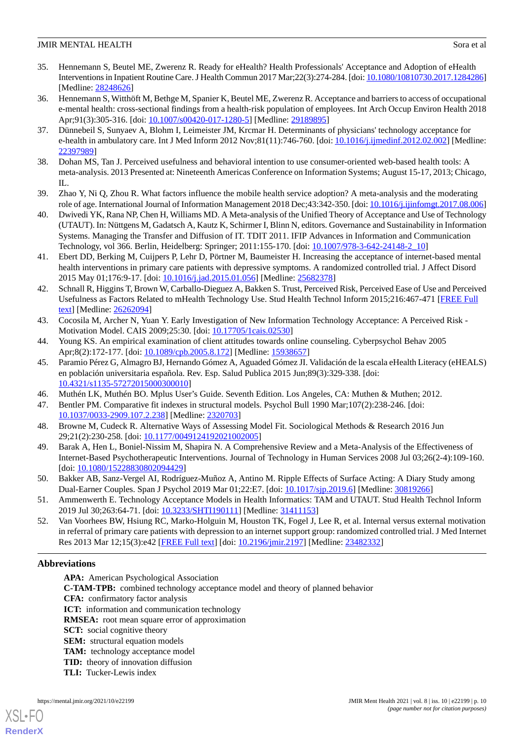35. Hennemann S, Beutel ME, Zwerenz R. Ready for eHealth? Health Professionals' Acceptance and Adoption of eHealth Interventions in Inpatient Routine Care. J Health Commun 2017 Mar;22(3):274-284. [doi: 10.1080/10810730.2017.1284286] [Medline: 28248626]
36. Hennemann S, Witthöft M, Bethge M, Spanier K, Beutel ME, Zwerenz R. Acceptance and barriers to access of occupational e-mental health: cross-sectional findings from a health-risk population of employees. Int Arch Occup Environ Health 2018 Apr;91(3):305-316. [doi: 10.1007/s00420-017-1280-5] [Medline: 29189895]
37. Dünnebeil S, Sunyaev A, Blohm I, Leimeister JM, Krcmar H. Determinants of physicians' technology acceptance for e-health in ambulatory care. Int J Med Inform 2012 Nov;81(11):746-760. [doi: 10.1016/j.ijmedinf.2012.02.002] [Medline: 22397989]
38. Dohan MS, Tan J. Perceived usefulness and behavioral intention to use consumer-oriented web-based health tools: A meta-analysis. 2013 Presented at: Nineteenth Americas Conference on Information Systems; August 15-17, 2013; Chicago, IL.
39. Zhao Y, Ni Q, Zhou R. What factors influence the mobile health service adoption? A meta-analysis and the moderating role of age. International Journal of Information Management 2018 Dec;43:342-350. [doi: 10.1016/j.ijinfomgt.2017.08.006]
40. Dwivedi YK, Rana NP, Chen H, Williams MD. A Meta-analysis of the Unified Theory of Acceptance and Use of Technology (UTAUT). In: Nüttgens M, Gadatsch A, Kautz K, Schirmer I, Blinn N, editors. Governance and Sustainability in Information Systems. Managing the Transfer and Diffusion of IT. TDIT 2011. IFIP Advances in Information and Communication Technology, vol 366. Berlin, Heidelberg: Springer; 2011:155-170. [doi: 10.1007/978-3-642-24148-2_10]
41. Ebert DD, Berking M, Cuijpers P, Lehr D, Pörtner M, Baumeister H. Increasing the acceptance of internet-based mental health interventions in primary care patients with depressive symptoms. A randomized controlled trial. J Affect Disord 2015 May 01;176:9-17. [doi: 10.1016/j.jad.2015.01.056] [Medline: 25682378]
42. Schnall R, Higgins T, Brown W, Carballo-Dieguez A, Bakken S. Trust, Perceived Risk, Perceived Ease of Use and Perceived Usefulness as Factors Related to mHealth Technology Use. Stud Health Technol Inform 2015;216:467-471 [FREE Full text] [Medline: 26262094]
43. Cocosila M, Archer N, Yuan Y. Early Investigation of New Information Technology Acceptance: A Perceived Risk - Motivation Model. CAIS 2009;25:30. [doi: 10.17705/1cais.02530]
44. Young KS. An empirical examination of client attitudes towards online counseling. Cyberpsychol Behav 2005 Apr;8(2):172-177. [doi: 10.1089/cpb.2005.8.172] [Medline: 15938657]
45. Paramio Pérez G, Almagro BJ, Hernando Gómez A, Aguaded Gómez JI. Validación de la escala eHealth Literacy (eHEALS) en población universitaria española. Rev. Esp. Salud Publica 2015 Jun;89(3):329-338. [doi: 10.4321/s1135-57272015000300010]
46. Muthén LK, Muthén BO. Mplus User's Guide. Seventh Edition. Los Angeles, CA: Muthen & Muthen; 2012.
47. Bentler PM. Comparative fit indexes in structural models. Psychol Bull 1990 Mar;107(2):238-246. [doi: 10.1037/0033-2909.107.2.238] [Medline: 2320703]
48. Browne M, Cudeck R. Alternative Ways of Assessing Model Fit. Sociological Methods & Research 2016 Jun 29;21(2):230-258. [doi: 10.1177/0049124192021002005]
49. Barak A, Hen L, Boniel-Nissim M, Shapira N. A Comprehensive Review and a Meta-Analysis of the Effectiveness of Internet-Based Psychotherapeutic Interventions. Journal of Technology in Human Services 2008 Jul 03;26(2-4):109-160. [doi: 10.1080/15228830802094429]
50. Bakker AB, Sanz-Vergel AI, Rodríguez-Muñoz A, Antino M. Ripple Effects of Surface Acting: A Diary Study among Dual-Earner Couples. Span J Psychol 2019 Mar 01;22:E7. [doi: 10.1017/sjp.2019.6] [Medline: 30819266]
51. Ammenwerth E. Technology Acceptance Models in Health Informatics: TAM and UTAUT. Stud Health Technol Inform 2019 Jul 30;263:64-71. [doi: 10.3233/SHTI190111] [Medline: 31411153]
52. Van Voorhees BW, Hsiung RC, Marko-Holguin M, Houston TK, Fogel J, Lee R, et al. Internal versus external motivation in referral of primary care patients with depression to an internet support group: randomized controlled trial. J Med Internet Res 2013 Mar 12;15(3):e42 [FREE Full text] [doi: 10.2196/jmir.2197] [Medline: 23482332]

## Abbreviations

**APA:** American Psychological Association
**C-TAM-TPB:** combined technology acceptance model and theory of planned behavior
**CFA:** confirmatory factor analysis
**ICT:** information and communication technology
**RMSEA:** root mean square error of approximation
**SCT:** social cognitive theory
**SEM:** structural equation models
**TAM:** technology acceptance model
**TID:** theory of innovation diffusion
**TLI:** Tucker-Lewis index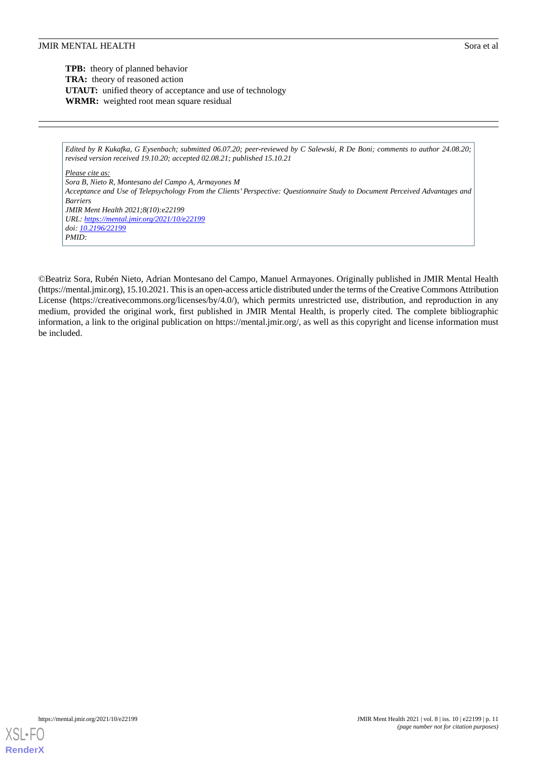**TPB:** theory of planned behavior
**TRA:** theory of reasoned action
**UTAUT:** unified theory of acceptance and use of technology
**WRMR:** weighted root mean square residual

---

*Edited by R Kukafka, G Eysenbach; submitted 06.07.20; peer-reviewed by C Salewski, R De Boni; comments to author 24.08.20; revised version received 19.10.20; accepted 02.08.21; published 15.10.21*

*Please cite as:*
*Sora B, Nieto R, Montesano del Campo A, Armayones M*
*Acceptance and Use of Telepsychology From the Clients' Perspective: Questionnaire Study to Document Perceived Advantages and Barriers*
*JMIR Ment Health 2021;8(10):e22199*
*URL: https://mental.jmir.org/2021/10/e22199*
*doi: 10.2196/22199*
*PMID:*

©Beatriz Sora, Rubén Nieto, Adrian Montesano del Campo, Manuel Armayones. Originally published in JMIR Mental Health (https://mental.jmir.org), 15.10.2021. This is an open-access article distributed under the terms of the Creative Commons Attribution License (https://creativecommons.org/licenses/by/4.0/), which permits unrestricted use, distribution, and reproduction in any medium, provided the original work, first published in JMIR Mental Health, is properly cited. The complete bibliographic information, a link to the original publication on https://mental.jmir.org/, as well as this copyright and license information must be included.